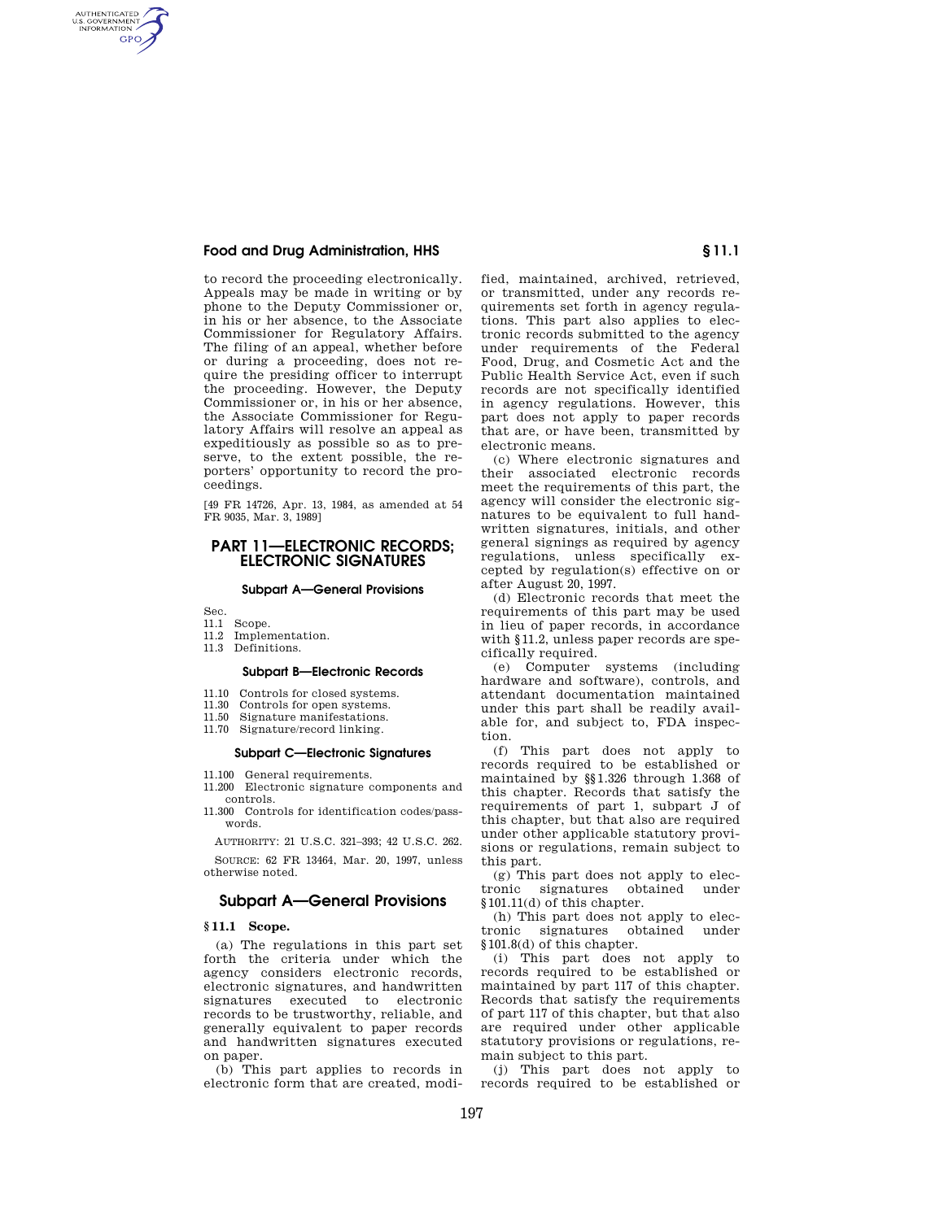to record the proceeding electronically. Appeals may be made in writing or by phone to the Deputy Commissioner or, in his or her absence, to the Associate Commissioner for Regulatory Affairs. The filing of an appeal, whether before or during a proceeding, does not require the presiding officer to interrupt the proceeding. However, the Deputy Commissioner or, in his or her absence, the Associate Commissioner for Regulatory Affairs will resolve an appeal as expeditiously as possible so as to preserve, to the extent possible, the reporters' opportunity to record the proceedings.

[49 FR 14726, Apr. 13, 1984, as amended at 54 FR 9035, Mar. 3, 1989]

# PART 11—ELECTRONIC RECORDS; ELECTRONIC SIGNATURES

### Subpart A—General Provisions

Sec.
11.1 Scope.
11.2 Implementation.
11.3 Definitions.

### Subpart B—Electronic Records

11.10 Controls for closed systems.
11.30 Controls for open systems.
11.50 Signature manifestations.
11.70 Signature/record linking.

### Subpart C—Electronic Signatures

11.100 General requirements.
11.200 Electronic signature components and controls.
11.300 Controls for identification codes/passwords.

AUTHORITY: 21 U.S.C. 321–393; 42 U.S.C. 262.

SOURCE: 62 FR 13464, Mar. 20, 1997, unless otherwise noted.

## Subpart A—General Provisions

### § 11.1 Scope.

(a) The regulations in this part set forth the criteria under which the agency considers electronic records, electronic signatures, and handwritten signatures executed to electronic records to be trustworthy, reliable, and generally equivalent to paper records and handwritten signatures executed on paper.

(b) This part applies to records in electronic form that are created, modified, maintained, archived, retrieved, or transmitted, under any records requirements set forth in agency regulations. This part also applies to electronic records submitted to the agency under requirements of the Federal Food, Drug, and Cosmetic Act and the Public Health Service Act, even if such records are not specifically identified in agency regulations. However, this part does not apply to paper records that are, or have been, transmitted by electronic means.

(c) Where electronic signatures and their associated electronic records meet the requirements of this part, the agency will consider the electronic signatures to be equivalent to full handwritten signatures, initials, and other general signings as required by agency regulations, unless specifically excepted by regulation(s) effective on or after August 20, 1997.

(d) Electronic records that meet the requirements of this part may be used in lieu of paper records, in accordance with §11.2, unless paper records are specifically required.

(e) Computer systems (including hardware and software), controls, and attendant documentation maintained under this part shall be readily available for, and subject to, FDA inspection.

(f) This part does not apply to records required to be established or maintained by §§1.326 through 1.368 of this chapter. Records that satisfy the requirements of part 1, subpart J of this chapter, but that also are required under other applicable statutory provisions or regulations, remain subject to this part.

(g) This part does not apply to electronic signatures obtained under §101.11(d) of this chapter.

(h) This part does not apply to electronic signatures obtained under §101.8(d) of this chapter.

(i) This part does not apply to records required to be established or maintained by part 117 of this chapter. Records that satisfy the requirements of part 117 of this chapter, but that also are required under other applicable statutory provisions or regulations, remain subject to this part.

(j) This part does not apply to records required to be established or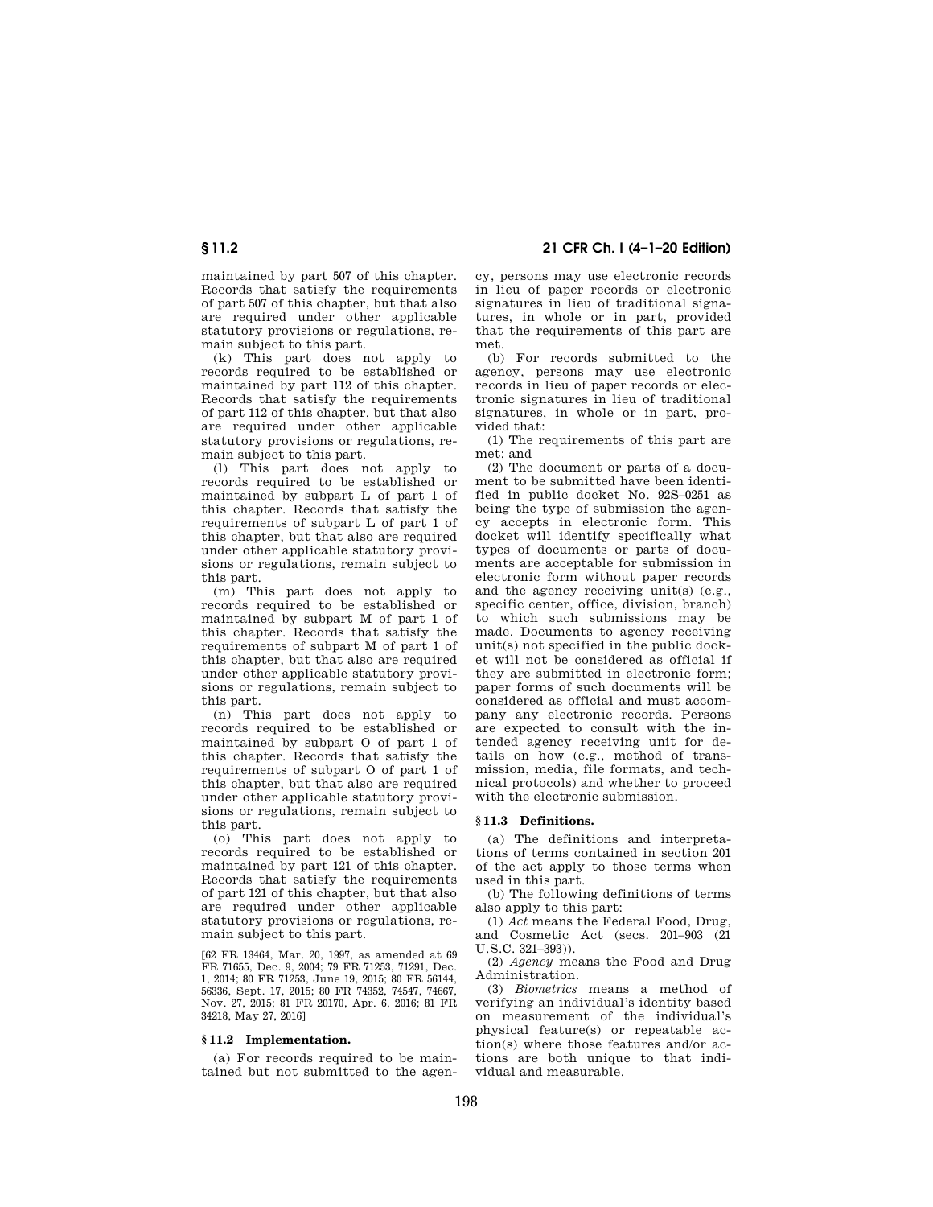maintained by part 507 of this chapter. Records that satisfy the requirements of part 507 of this chapter, but that also are required under other applicable statutory provisions or regulations, remain subject to this part.

(k) This part does not apply to records required to be established or maintained by part 112 of this chapter. Records that satisfy the requirements of part 112 of this chapter, but that also are required under other applicable statutory provisions or regulations, remain subject to this part.

(l) This part does not apply to records required to be established or maintained by subpart L of part 1 of this chapter. Records that satisfy the requirements of subpart L of part 1 of this chapter, but that also are required under other applicable statutory provisions or regulations, remain subject to this part.

(m) This part does not apply to records required to be established or maintained by subpart M of part 1 of this chapter. Records that satisfy the requirements of subpart M of part 1 of this chapter, but that also are required under other applicable statutory provisions or regulations, remain subject to this part.

(n) This part does not apply to records required to be established or maintained by subpart O of part 1 of this chapter. Records that satisfy the requirements of subpart O of part 1 of this chapter, but that also are required under other applicable statutory provisions or regulations, remain subject to this part.

(o) This part does not apply to records required to be established or maintained by part 121 of this chapter. Records that satisfy the requirements of part 121 of this chapter, but that also are required under other applicable statutory provisions or regulations, remain subject to this part.

[62 FR 13464, Mar. 20, 1997, as amended at 69 FR 71655, Dec. 9, 2004; 79 FR 71253, 71291, Dec. 1, 2014; 80 FR 71253, June 19, 2015; 80 FR 56144, 56336, Sept. 17, 2015; 80 FR 74352, 74547, 74667, Nov. 27, 2015; 81 FR 20170, Apr. 6, 2016; 81 FR 34218, May 27, 2016]

### § 11.2 Implementation.

(a) For records required to be maintained but not submitted to the agency, persons may use electronic records in lieu of paper records or electronic signatures in lieu of traditional signatures, in whole or in part, provided that the requirements of this part are met.

(b) For records submitted to the agency, persons may use electronic records in lieu of paper records or electronic signatures in lieu of traditional signatures, in whole or in part, provided that:

(1) The requirements of this part are met; and

(2) The document or parts of a document to be submitted have been identified in public docket No. 92S–0251 as being the type of submission the agency accepts in electronic form. This docket will identify specifically what types of documents or parts of documents are acceptable for submission in electronic form without paper records and the agency receiving unit(s) (e.g., specific center, office, division, branch) to which such submissions may be made. Documents to agency receiving unit(s) not specified in the public docket will not be considered as official if they are submitted in electronic form; paper forms of such documents will be considered as official and must accompany any electronic records. Persons are expected to consult with the intended agency receiving unit for details on how (e.g., method of transmission, media, file formats, and technical protocols) and whether to proceed with the electronic submission.

### § 11.3 Definitions.

(a) The definitions and interpretations of terms contained in section 201 of the act apply to those terms when used in this part.

(b) The following definitions of terms also apply to this part:

(1) *Act* means the Federal Food, Drug, and Cosmetic Act (secs. 201–903 (21 U.S.C. 321–393)).

(2) *Agency* means the Food and Drug Administration.

(3) *Biometrics* means a method of verifying an individual's identity based on measurement of the individual's physical feature(s) or repeatable action(s) where those features and/or actions are both unique to that individual and measurable.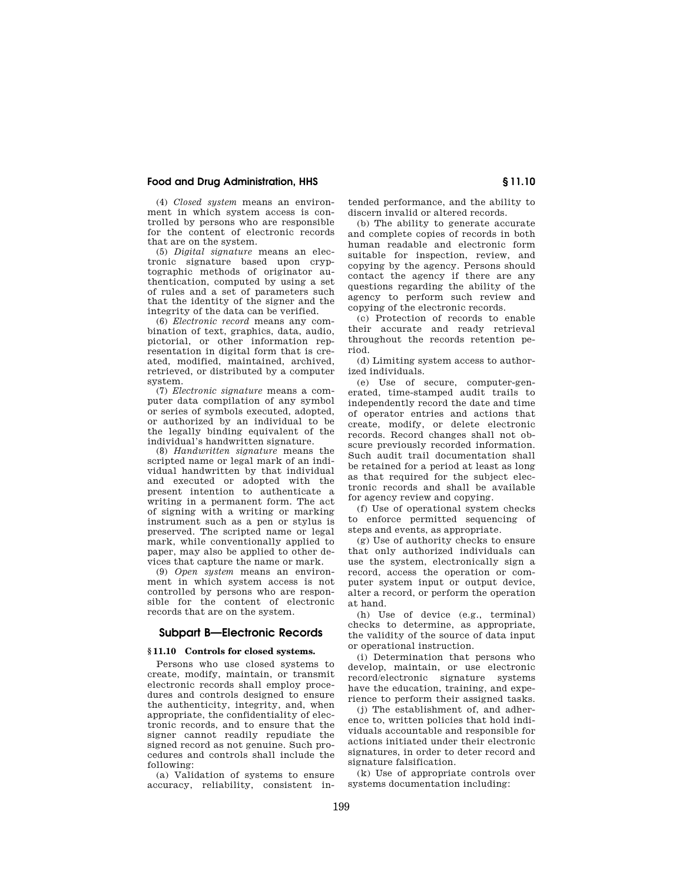(4) *Closed system* means an environment in which system access is controlled by persons who are responsible for the content of electronic records that are on the system.

(5) *Digital signature* means an electronic signature based upon cryptographic methods of originator authentication, computed by using a set of rules and a set of parameters such that the identity of the signer and the integrity of the data can be verified.

(6) *Electronic record* means any combination of text, graphics, data, audio, pictorial, or other information representation in digital form that is created, modified, maintained, archived, retrieved, or distributed by a computer system.

(7) *Electronic signature* means a computer data compilation of any symbol or series of symbols executed, adopted, or authorized by an individual to be the legally binding equivalent of the individual's handwritten signature.

(8) *Handwritten signature* means the scripted name or legal mark of an individual handwritten by that individual and executed or adopted with the present intention to authenticate a writing in a permanent form. The act of signing with a writing or marking instrument such as a pen or stylus is preserved. The scripted name or legal mark, while conventionally applied to paper, may also be applied to other devices that capture the name or mark.

(9) *Open system* means an environment in which system access is not controlled by persons who are responsible for the content of electronic records that are on the system.

## Subpart B—Electronic Records

### § 11.10 Controls for closed systems.

Persons who use closed systems to create, modify, maintain, or transmit electronic records shall employ procedures and controls designed to ensure the authenticity, integrity, and, when appropriate, the confidentiality of electronic records, and to ensure that the signer cannot readily repudiate the signed record as not genuine. Such procedures and controls shall include the following:

(a) Validation of systems to ensure accuracy, reliability, consistent intended performance, and the ability to discern invalid or altered records.

(b) The ability to generate accurate and complete copies of records in both human readable and electronic form suitable for inspection, review, and copying by the agency. Persons should contact the agency if there are any questions regarding the ability of the agency to perform such review and copying of the electronic records.

(c) Protection of records to enable their accurate and ready retrieval throughout the records retention period.

(d) Limiting system access to authorized individuals.

(e) Use of secure, computer-generated, time-stamped audit trails to independently record the date and time of operator entries and actions that create, modify, or delete electronic records. Record changes shall not obscure previously recorded information. Such audit trail documentation shall be retained for a period at least as long as that required for the subject electronic records and shall be available for agency review and copying.

(f) Use of operational system checks to enforce permitted sequencing of steps and events, as appropriate.

(g) Use of authority checks to ensure that only authorized individuals can use the system, electronically sign a record, access the operation or computer system input or output device, alter a record, or perform the operation at hand.

(h) Use of device (e.g., terminal) checks to determine, as appropriate, the validity of the source of data input or operational instruction.

(i) Determination that persons who develop, maintain, or use electronic record/electronic signature systems have the education, training, and experience to perform their assigned tasks.

(j) The establishment of, and adherence to, written policies that hold individuals accountable and responsible for actions initiated under their electronic signatures, in order to deter record and signature falsification.

(k) Use of appropriate controls over systems documentation including: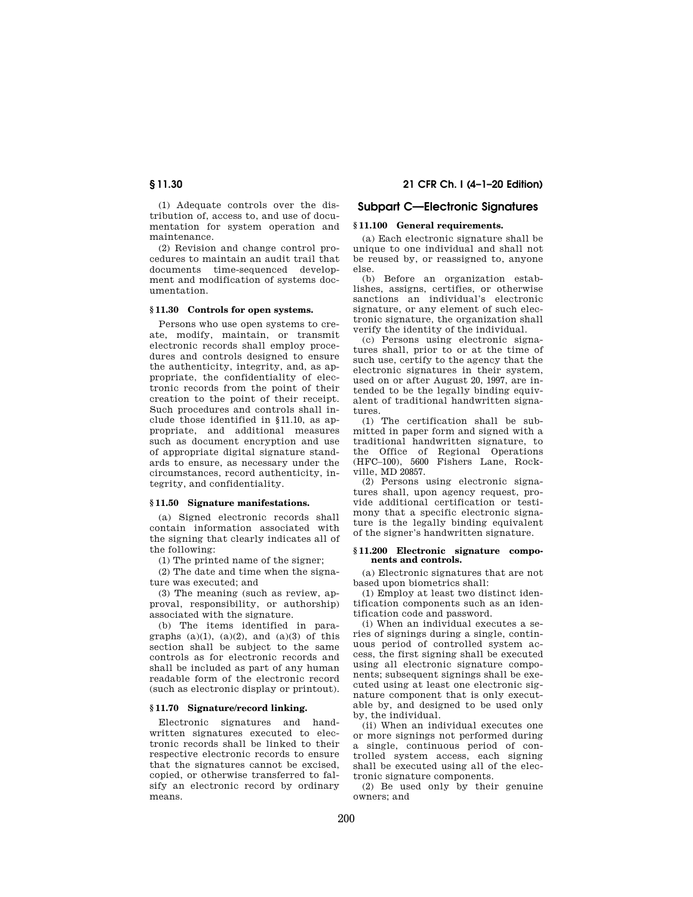(1) Adequate controls over the distribution of, access to, and use of documentation for system operation and maintenance.

(2) Revision and change control procedures to maintain an audit trail that documents time-sequenced development and modification of systems documentation.

### § 11.30 Controls for open systems.

Persons who use open systems to create, modify, maintain, or transmit electronic records shall employ procedures and controls designed to ensure the authenticity, integrity, and, as appropriate, the confidentiality of electronic records from the point of their creation to the point of their receipt. Such procedures and controls shall include those identified in §11.10, as appropriate, and additional measures such as document encryption and use of appropriate digital signature standards to ensure, as necessary under the circumstances, record authenticity, integrity, and confidentiality.

### § 11.50 Signature manifestations.

(a) Signed electronic records shall contain information associated with the signing that clearly indicates all of the following:

(1) The printed name of the signer;

(2) The date and time when the signature was executed; and

(3) The meaning (such as review, approval, responsibility, or authorship) associated with the signature.

(b) The items identified in paragraphs (a)(1), (a)(2), and (a)(3) of this section shall be subject to the same controls as for electronic records and shall be included as part of any human readable form of the electronic record (such as electronic display or printout).

### § 11.70 Signature/record linking.

Electronic signatures and handwritten signatures executed to electronic records shall be linked to their respective electronic records to ensure that the signatures cannot be excised, copied, or otherwise transferred to falsify an electronic record by ordinary means.

## Subpart C—Electronic Signatures

### § 11.100 General requirements.

(a) Each electronic signature shall be unique to one individual and shall not be reused by, or reassigned to, anyone else.

(b) Before an organization establishes, assigns, certifies, or otherwise sanctions an individual's electronic signature, or any element of such electronic signature, the organization shall verify the identity of the individual.

(c) Persons using electronic signatures shall, prior to or at the time of such use, certify to the agency that the electronic signatures in their system, used on or after August 20, 1997, are intended to be the legally binding equivalent of traditional handwritten signatures.

(1) The certification shall be submitted in paper form and signed with a traditional handwritten signature, to the Office of Regional Operations (HFC–100), 5600 Fishers Lane, Rockville, MD 20857.

(2) Persons using electronic signatures shall, upon agency request, provide additional certification or testimony that a specific electronic signature is the legally binding equivalent of the signer's handwritten signature.

### § 11.200 Electronic signature components and controls.

(a) Electronic signatures that are not based upon biometrics shall:

(1) Employ at least two distinct identification components such as an identification code and password.

(i) When an individual executes a series of signings during a single, continuous period of controlled system access, the first signing shall be executed using all electronic signature components; subsequent signings shall be executed using at least one electronic signature component that is only executable by, and designed to be used only by, the individual.

(ii) When an individual executes one or more signings not performed during a single, continuous period of controlled system access, each signing shall be executed using all of the electronic signature components.

(2) Be used only by their genuine owners; and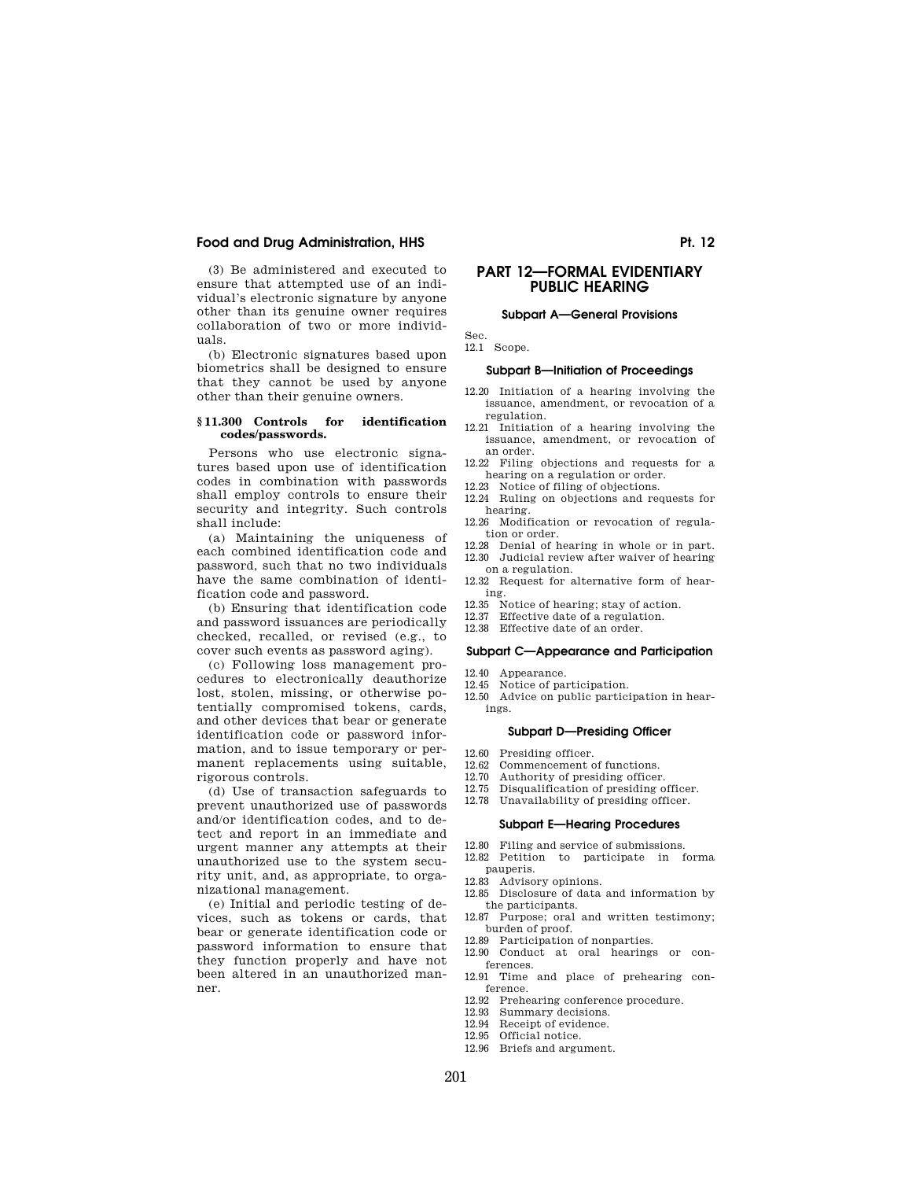(3) Be administered and executed to ensure that attempted use of an individual's electronic signature by anyone other than its genuine owner requires collaboration of two or more individuals.

(b) Electronic signatures based upon biometrics shall be designed to ensure that they cannot be used by anyone other than their genuine owners.

**§ 11.300 Controls for identification codes/passwords.**

Persons who use electronic signatures based upon use of identification codes in combination with passwords shall employ controls to ensure their security and integrity. Such controls shall include:

(a) Maintaining the uniqueness of each combined identification code and password, such that no two individuals have the same combination of identification code and password.

(b) Ensuring that identification code and password issuances are periodically checked, recalled, or revised (e.g., to cover such events as password aging).

(c) Following loss management procedures to electronically deauthorize lost, stolen, missing, or otherwise potentially compromised tokens, cards, and other devices that bear or generate identification code or password information, and to issue temporary or permanent replacements using suitable, rigorous controls.

(d) Use of transaction safeguards to prevent unauthorized use of passwords and/or identification codes, and to detect and report in an immediate and urgent manner any attempts at their unauthorized use to the system security unit, and, as appropriate, to organizational management.

(e) Initial and periodic testing of devices, such as tokens or cards, that bear or generate identification code or password information to ensure that they function properly and have not been altered in an unauthorized manner.

# PART 12—FORMAL EVIDENTIARY PUBLIC HEARING

## Subpart A—General Provisions

Sec.
12.1 Scope.

## Subpart B—Initiation of Proceedings

12.20 Initiation of a hearing involving the issuance, amendment, or revocation of a regulation.
12.21 Initiation of a hearing involving the issuance, amendment, or revocation of an order.
12.22 Filing objections and requests for a hearing on a regulation or order.
12.23 Notice of filing of objections.
12.24 Ruling on objections and requests for hearing.
12.26 Modification or revocation of regulation or order.
12.28 Denial of hearing in whole or in part.
12.30 Judicial review after waiver of hearing on a regulation.
12.32 Request for alternative form of hearing.
12.35 Notice of hearing; stay of action.
12.37 Effective date of a regulation.
12.38 Effective date of an order.

## Subpart C—Appearance and Participation

12.40 Appearance.
12.45 Notice of participation.
12.50 Advice on public participation in hearings.

## Subpart D—Presiding Officer

12.60 Presiding officer.
12.62 Commencement of functions.
12.70 Authority of presiding officer.
12.75 Disqualification of presiding officer.
12.78 Unavailability of presiding officer.

## Subpart E—Hearing Procedures

12.80 Filing and service of submissions.
12.82 Petition to participate in forma pauperis.
12.83 Advisory opinions.
12.85 Disclosure of data and information by the participants.
12.87 Purpose; oral and written testimony; burden of proof.
12.89 Participation of nonparties.
12.90 Conduct at oral hearings or conferences.
12.91 Time and place of prehearing conference.
12.92 Prehearing conference procedure.
12.93 Summary decisions.
12.94 Receipt of evidence.
12.95 Official notice.
12.96 Briefs and argument.